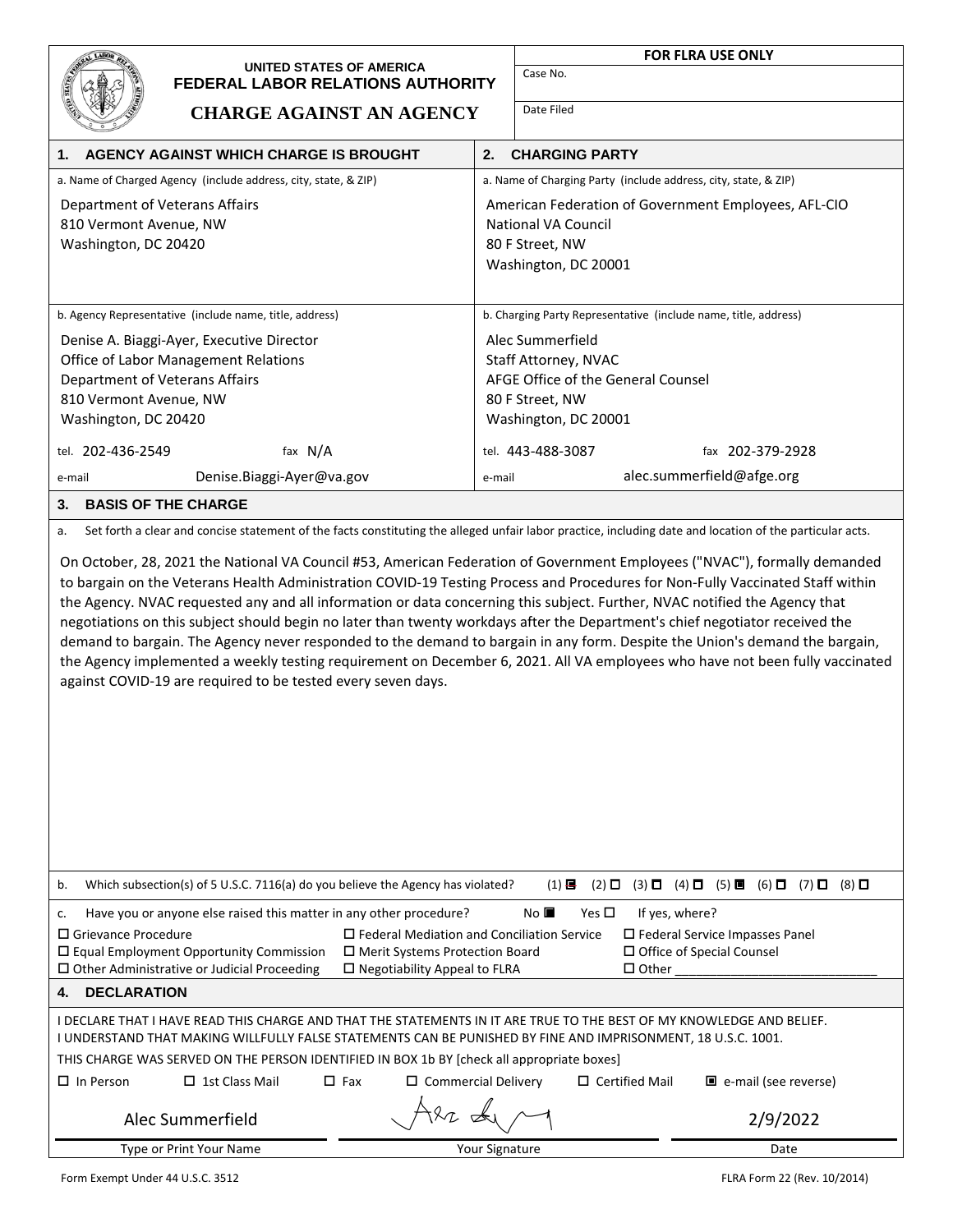**UNITED STATES OF AMERICA**
**FEDERAL LABOR RELATIONS AUTHORITY**

# CHARGE AGAINST AN AGENCY

| FOR FLRA USE ONLY |
|---|
| Case No. |
| Date Filed |

| 1. AGENCY AGAINST WHICH CHARGE IS BROUGHT | 2. CHARGING PARTY |
|---|---|
| a. Name of Charged Agency (include address, city, state, & ZIP)<br>Department of Veterans Affairs<br>810 Vermont Avenue, NW<br>Washington, DC 20420 | a. Name of Charging Party (include address, city, state, & ZIP)<br>American Federation of Government Employees, AFL-CIO<br>National VA Council<br>80 F Street, NW<br>Washington, DC 20001 |
| b. Agency Representative (include name, title, address)<br>Denise A. Biaggi-Ayer, Executive Director<br>Office of Labor Management Relations<br>Department of Veterans Affairs<br>810 Vermont Avenue, NW<br>Washington, DC 20420 | b. Charging Party Representative (include name, title, address)<br>Alec Summerfield<br>Staff Attorney, NVAC<br>AFGE Office of the General Counsel<br>80 F Street, NW<br>Washington, DC 20001 |
| tel. 202-436-2549 fax N/A | tel. 443-488-3087 fax 202-379-2928 |
| e-mail Denise.Biaggi-Ayer@va.gov | e-mail alec.summerfield@afge.org |

## 3. BASIS OF THE CHARGE

a. Set forth a clear and concise statement of the facts constituting the alleged unfair labor practice, including date and location of the particular acts.

On October, 28, 2021 the National VA Council #53, American Federation of Government Employees ("NVAC"), formally demanded to bargain on the Veterans Health Administration COVID-19 Testing Process and Procedures for Non-Fully Vaccinated Staff within the Agency. NVAC requested any and all information or data concerning this subject. Further, NVAC notified the Agency that negotiations on this subject should begin no later than twenty workdays after the Department's chief negotiator received the demand to bargain. The Agency never responded to the demand to bargain in any form. Despite the Union's demand the bargain, the Agency implemented a weekly testing requirement on December 6, 2021. All VA employees who have not been fully vaccinated against COVID-19 are required to be tested every seven days.

b. Which subsection(s) of 5 U.S.C. 7116(a) do you believe the Agency has violated? (1) ■ (2) ☐ (3) ☐ (4) ☐ (5) ■ (6) ☐ (7) ☐ (8) ☐

c. Have you or anyone else raised this matter in any other procedure? No ■ Yes ☐ If yes, where?

☐ Grievance Procedure ☐ Federal Mediation and Conciliation Service ☐ Federal Service Impasses Panel
☐ Equal Employment Opportunity Commission ☐ Merit Systems Protection Board ☐ Office of Special Counsel
☐ Other Administrative or Judicial Proceeding ☐ Negotiability Appeal to FLRA ☐ Other ____________

## 4. DECLARATION

I DECLARE THAT I HAVE READ THIS CHARGE AND THAT THE STATEMENTS IN IT ARE TRUE TO THE BEST OF MY KNOWLEDGE AND BELIEF. I UNDERSTAND THAT MAKING WILLFULLY FALSE STATEMENTS CAN BE PUNISHED BY FINE AND IMPRISONMENT, 18 U.S.C. 1001.

THIS CHARGE WAS SERVED ON THE PERSON IDENTIFIED IN BOX 1b BY [check all appropriate boxes]

☐ In Person ☐ 1st Class Mail ☐ Fax ☐ Commercial Delivery ☐ Certified Mail ■ e-mail (see reverse)

| Alec Summerfield | [signature] | 2/9/2022 |
|---|---|---|
| Type or Print Your Name | Your Signature | Date |

Form Exempt Under 44 U.S.C. 3512 FLRA Form 22 (Rev. 10/2014)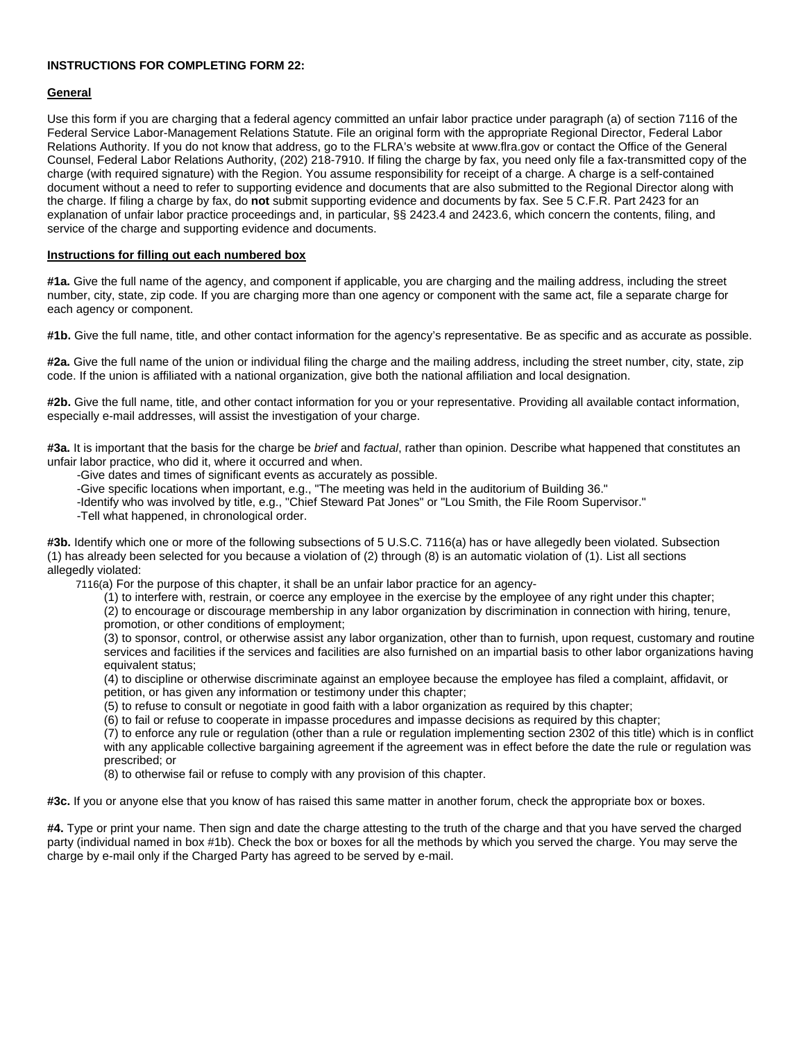**INSTRUCTIONS FOR COMPLETING FORM 22:**

**General**

Use this form if you are charging that a federal agency committed an unfair labor practice under paragraph (a) of section 7116 of the Federal Service Labor-Management Relations Statute. File an original form with the appropriate Regional Director, Federal Labor Relations Authority. If you do not know that address, go to the FLRA's website at www.flra.gov or contact the Office of the General Counsel, Federal Labor Relations Authority, (202) 218-7910. If filing the charge by fax, you need only file a fax-transmitted copy of the charge (with required signature) with the Region. You assume responsibility for receipt of a charge. A charge is a self-contained document without a need to refer to supporting evidence and documents that are also submitted to the Regional Director along with the charge. If filing a charge by fax, do **not** submit supporting evidence and documents by fax. See 5 C.F.R. Part 2423 for an explanation of unfair labor practice proceedings and, in particular, §§ 2423.4 and 2423.6, which concern the contents, filing, and service of the charge and supporting evidence and documents.

**Instructions for filling out each numbered box**

**#1a.** Give the full name of the agency, and component if applicable, you are charging and the mailing address, including the street number, city, state, zip code. If you are charging more than one agency or component with the same act, file a separate charge for each agency or component.

**#1b.** Give the full name, title, and other contact information for the agency's representative. Be as specific and as accurate as possible.

**#2a.** Give the full name of the union or individual filing the charge and the mailing address, including the street number, city, state, zip code. If the union is affiliated with a national organization, give both the national affiliation and local designation.

**#2b.** Give the full name, title, and other contact information for you or your representative. Providing all available contact information, especially e-mail addresses, will assist the investigation of your charge.

**#3a.** It is important that the basis for the charge be *brief* and *factual*, rather than opinion. Describe what happened that constitutes an unfair labor practice, who did it, where it occurred and when.

- Give dates and times of significant events as accurately as possible.
- Give specific locations when important, e.g., "The meeting was held in the auditorium of Building 36."
- Identify who was involved by title, e.g., "Chief Steward Pat Jones" or "Lou Smith, the File Room Supervisor."
- Tell what happened, in chronological order.

**#3b.** Identify which one or more of the following subsections of 5 U.S.C. 7116(a) has or have allegedly been violated. Subsection (1) has already been selected for you because a violation of (2) through (8) is an automatic violation of (1). List all sections allegedly violated:

7116(a) For the purpose of this chapter, it shall be an unfair labor practice for an agency-

(1) to interfere with, restrain, or coerce any employee in the exercise by the employee of any right under this chapter;

(2) to encourage or discourage membership in any labor organization by discrimination in connection with hiring, tenure, promotion, or other conditions of employment;

(3) to sponsor, control, or otherwise assist any labor organization, other than to furnish, upon request, customary and routine services and facilities if the services and facilities are also furnished on an impartial basis to other labor organizations having equivalent status;

(4) to discipline or otherwise discriminate against an employee because the employee has filed a complaint, affidavit, or petition, or has given any information or testimony under this chapter;

(5) to refuse to consult or negotiate in good faith with a labor organization as required by this chapter;

(6) to fail or refuse to cooperate in impasse procedures and impasse decisions as required by this chapter;

(7) to enforce any rule or regulation (other than a rule or regulation implementing section 2302 of this title) which is in conflict with any applicable collective bargaining agreement if the agreement was in effect before the date the rule or regulation was prescribed; or

(8) to otherwise fail or refuse to comply with any provision of this chapter.

**#3c.** If you or anyone else that you know of has raised this same matter in another forum, check the appropriate box or boxes.

**#4.** Type or print your name. Then sign and date the charge attesting to the truth of the charge and that you have served the charged party (individual named in box #1b). Check the box or boxes for all the methods by which you served the charge. You may serve the charge by e-mail only if the Charged Party has agreed to be served by e-mail.